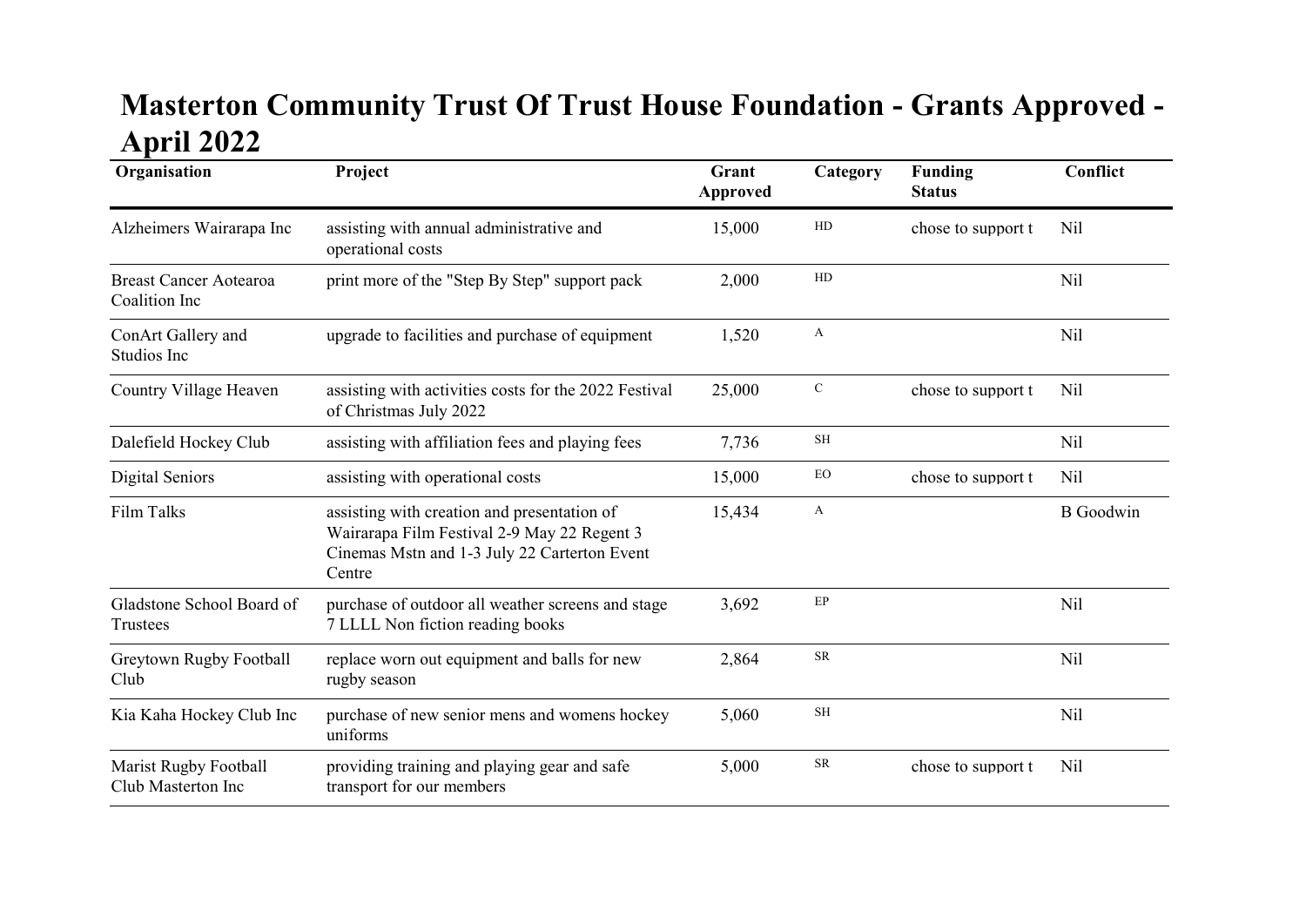# Masterton Community Trust Of Trust House Foundation - Grants Approved - April 2022

| Organisation | Project | Grant Approved | Category | Funding Status | Conflict |
|---|---|---|---|---|---|
| Alzheimers Wairarapa Inc | assisting with annual administrative and operational costs | 15,000 | HD | chose to support t | Nil |
| Breast Cancer Aotearoa Coalition Inc | print more of the "Step By Step" support pack | 2,000 | HD | | Nil |
| ConArt Gallery and Studios Inc | upgrade to facilities and purchase of equipment | 1,520 | A | | Nil |
| Country Village Heaven | assisting with activities costs for the 2022 Festival of Christmas July 2022 | 25,000 | C | chose to support t | Nil |
| Dalefield Hockey Club | assisting with affiliation fees and playing fees | 7,736 | SH | | Nil |
| Digital Seniors | assisting with operational costs | 15,000 | EO | chose to support t | Nil |
| Film Talks | assisting with creation and presentation of Wairarapa Film Festival 2-9 May 22 Regent 3 Cinemas Mstn and 1-3 July 22 Carterton Event Centre | 15,434 | A | | B Goodwin |
| Gladstone School Board of Trustees | purchase of outdoor all weather screens and stage 7 LLLL Non fiction reading books | 3,692 | EP | | Nil |
| Greytown Rugby Football Club | replace worn out equipment and balls for new rugby season | 2,864 | SR | | Nil |
| Kia Kaha Hockey Club Inc | purchase of new senior mens and womens hockey uniforms | 5,060 | SH | | Nil |
| Marist Rugby Football Club Masterton Inc | providing training and playing gear and safe transport for our members | 5,000 | SR | chose to support t | Nil |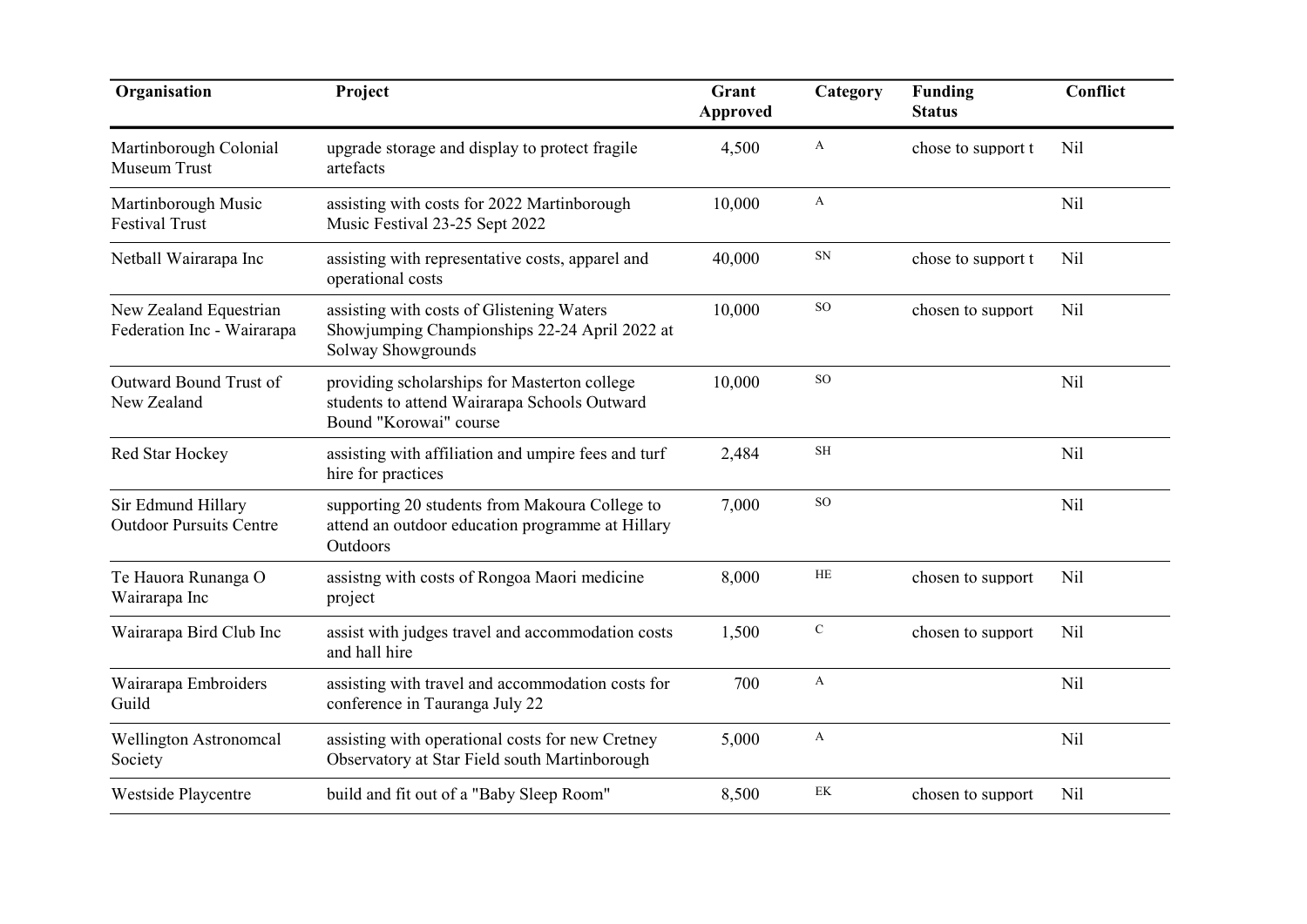| Organisation | Project | Grant Approved | Category | Funding Status | Conflict |
|---|---|---|---|---|---|
| Martinborough Colonial Museum Trust | upgrade storage and display to protect fragile artefacts | 4,500 | A | chose to support t | Nil |
| Martinborough Music Festival Trust | assisting with costs for 2022 Martinborough Music Festival 23-25 Sept 2022 | 10,000 | A | | Nil |
| Netball Wairarapa Inc | assisting with representative costs, apparel and operational costs | 40,000 | SN | chose to support t | Nil |
| New Zealand Equestrian Federation Inc - Wairarapa | assisting with costs of Glistening Waters Showjumping Championships 22-24 April 2022 at Solway Showgrounds | 10,000 | SO | chosen to support | Nil |
| Outward Bound Trust of New Zealand | providing scholarships for Masterton college students to attend Wairarapa Schools Outward Bound "Korowai" course | 10,000 | SO | | Nil |
| Red Star Hockey | assisting with affiliation and umpire fees and turf hire for practices | 2,484 | SH | | Nil |
| Sir Edmund Hillary Outdoor Pursuits Centre | supporting 20 students from Makoura College to attend an outdoor education programme at Hillary Outdoors | 7,000 | SO | | Nil |
| Te Hauora Runanga O Wairarapa Inc | assistng with costs of Rongoa Maori medicine project | 8,000 | HE | chosen to support | Nil |
| Wairarapa Bird Club Inc | assist with judges travel and accommodation costs and hall hire | 1,500 | C | chosen to support | Nil |
| Wairarapa Embroiders Guild | assisting with travel and accommodation costs for conference in Tauranga July 22 | 700 | A | | Nil |
| Wellington Astronomcal Society | assisting with operational costs for new Cretney Observatory at Star Field south Martinborough | 5,000 | A | | Nil |
| Westside Playcentre | build and fit out of a "Baby Sleep Room" | 8,500 | EK | chosen to support | Nil |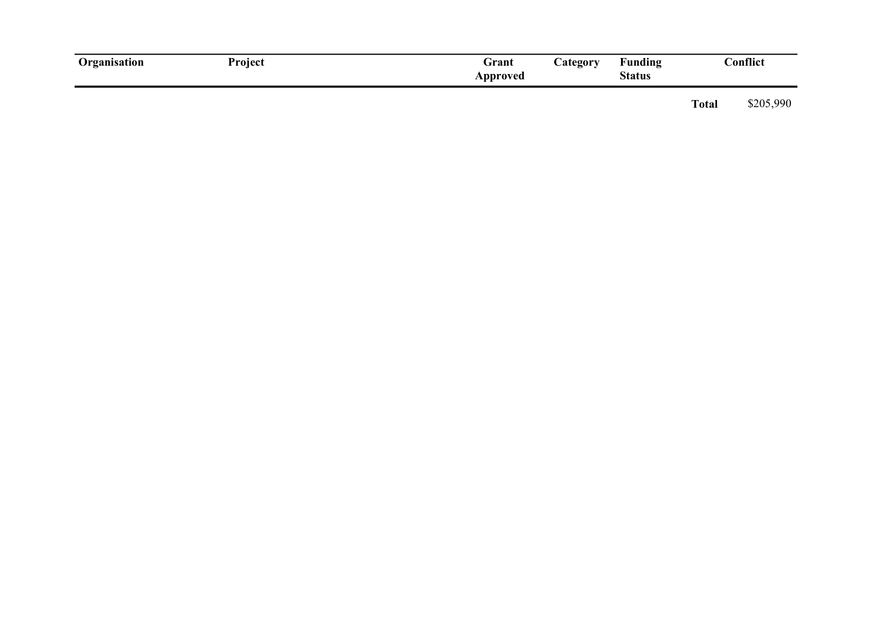| Organisation | Project | Grant Approved | Category | Funding Status | Conflict |
|---|---|---|---|---|---|
| | | | | **Total** | $205,990 |